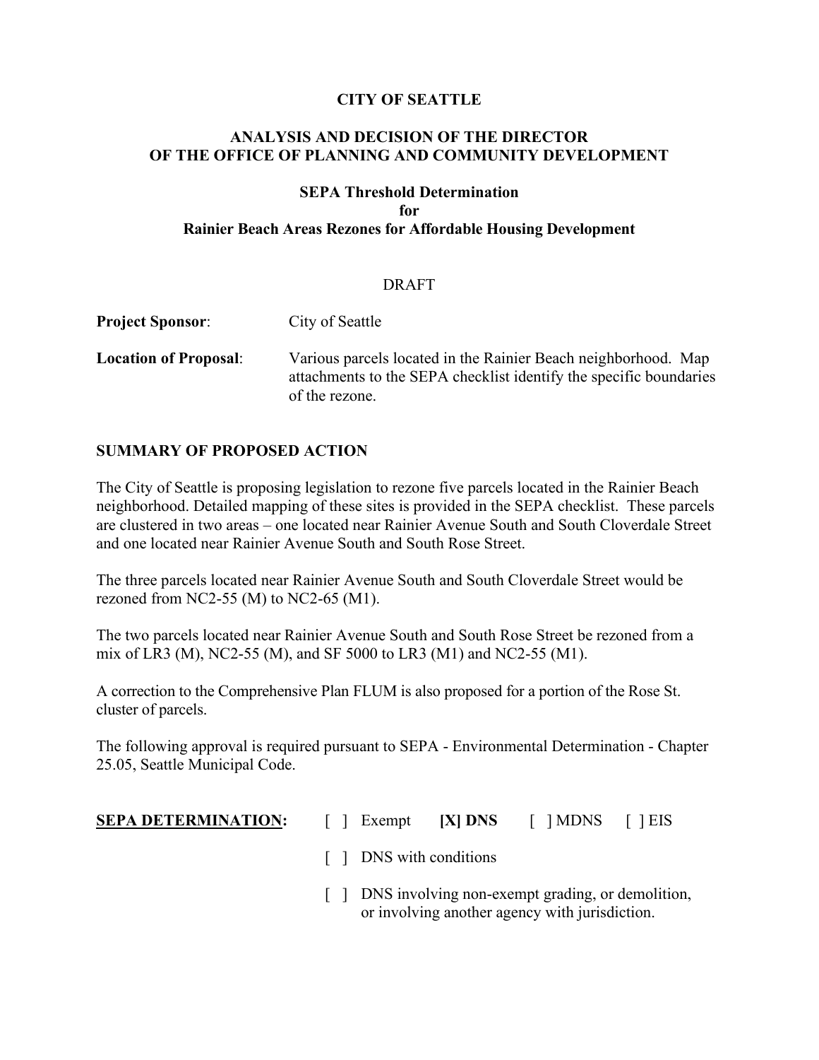**CITY OF SEATTLE**

**ANALYSIS AND DECISION OF THE DIRECTOR OF THE OFFICE OF PLANNING AND COMMUNITY DEVELOPMENT**

**SEPA Threshold Determination for Rainier Beach Areas Rezones for Affordable Housing Development**

DRAFT

**Project Sponsor**: City of Seattle

**Location of Proposal**: Various parcels located in the Rainier Beach neighborhood. Map attachments to the SEPA checklist identify the specific boundaries of the rezone.

## SUMMARY OF PROPOSED ACTION

The City of Seattle is proposing legislation to rezone five parcels located in the Rainier Beach neighborhood. Detailed mapping of these sites is provided in the SEPA checklist. These parcels are clustered in two areas – one located near Rainier Avenue South and South Cloverdale Street and one located near Rainier Avenue South and South Rose Street.

The three parcels located near Rainier Avenue South and South Cloverdale Street would be rezoned from NC2-55 (M) to NC2-65 (M1).

The two parcels located near Rainier Avenue South and South Rose Street be rezoned from a mix of LR3 (M), NC2-55 (M), and SF 5000 to LR3 (M1) and NC2-55 (M1).

A correction to the Comprehensive Plan FLUM is also proposed for a portion of the Rose St. cluster of parcels.

The following approval is required pursuant to SEPA - Environmental Determination - Chapter 25.05, Seattle Municipal Code.

**SEPA DETERMINATION:** [ ] Exempt **[X] DNS** [ ] MDNS [ ] EIS

[ ] DNS with conditions

[ ] DNS involving non-exempt grading, or demolition, or involving another agency with jurisdiction.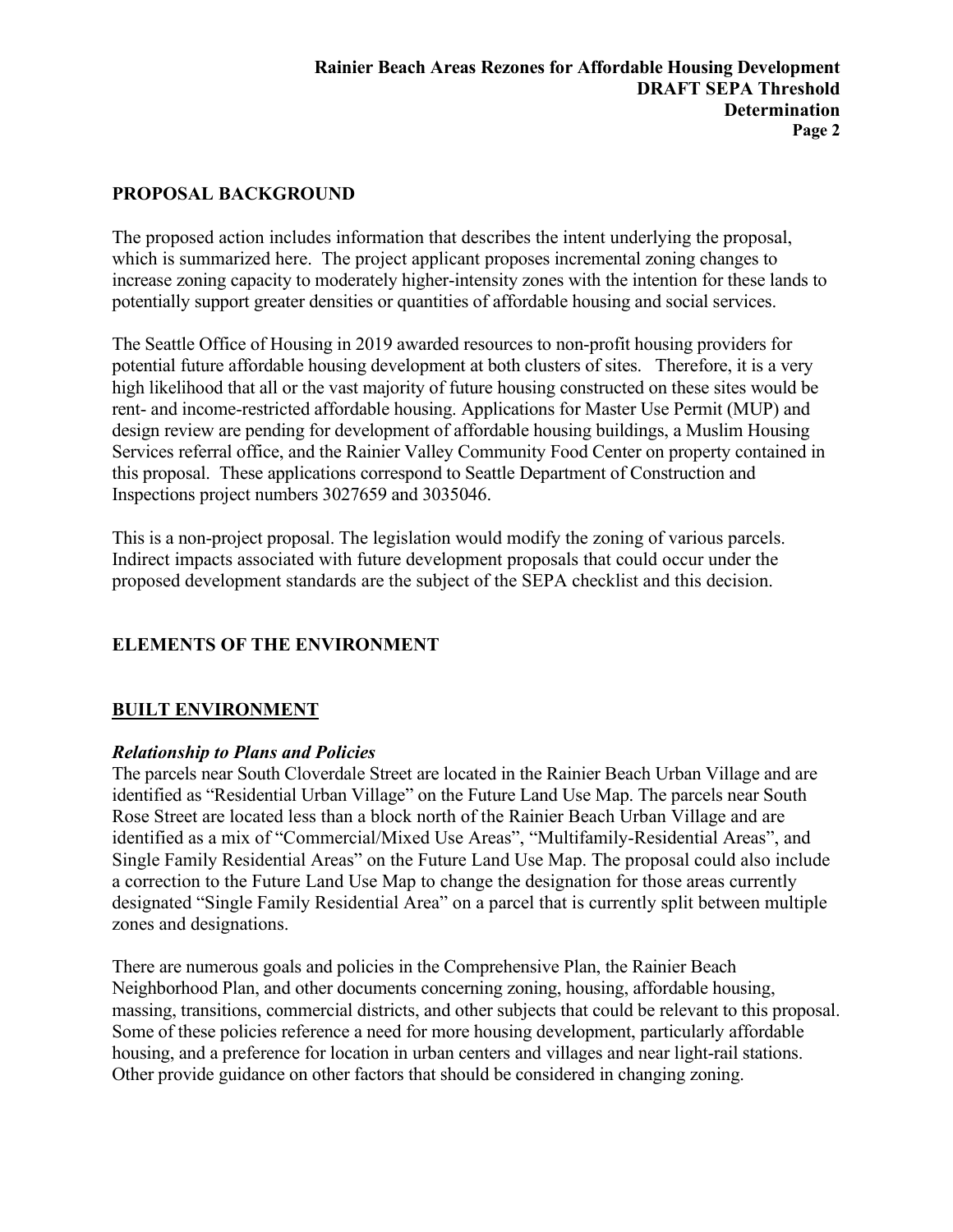## PROPOSAL BACKGROUND

The proposed action includes information that describes the intent underlying the proposal, which is summarized here. The project applicant proposes incremental zoning changes to increase zoning capacity to moderately higher-intensity zones with the intention for these lands to potentially support greater densities or quantities of affordable housing and social services.

The Seattle Office of Housing in 2019 awarded resources to non-profit housing providers for potential future affordable housing development at both clusters of sites. Therefore, it is a very high likelihood that all or the vast majority of future housing constructed on these sites would be rent- and income-restricted affordable housing. Applications for Master Use Permit (MUP) and design review are pending for development of affordable housing buildings, a Muslim Housing Services referral office, and the Rainier Valley Community Food Center on property contained in this proposal. These applications correspond to Seattle Department of Construction and Inspections project numbers 3027659 and 3035046.

This is a non-project proposal. The legislation would modify the zoning of various parcels. Indirect impacts associated with future development proposals that could occur under the proposed development standards are the subject of the SEPA checklist and this decision.

## ELEMENTS OF THE ENVIRONMENT

## BUILT ENVIRONMENT

### *Relationship to Plans and Policies*

The parcels near South Cloverdale Street are located in the Rainier Beach Urban Village and are identified as "Residential Urban Village" on the Future Land Use Map. The parcels near South Rose Street are located less than a block north of the Rainier Beach Urban Village and are identified as a mix of "Commercial/Mixed Use Areas", "Multifamily-Residential Areas", and Single Family Residential Areas" on the Future Land Use Map. The proposal could also include a correction to the Future Land Use Map to change the designation for those areas currently designated "Single Family Residential Area" on a parcel that is currently split between multiple zones and designations.

There are numerous goals and policies in the Comprehensive Plan, the Rainier Beach Neighborhood Plan, and other documents concerning zoning, housing, affordable housing, massing, transitions, commercial districts, and other subjects that could be relevant to this proposal. Some of these policies reference a need for more housing development, particularly affordable housing, and a preference for location in urban centers and villages and near light-rail stations. Other provide guidance on other factors that should be considered in changing zoning.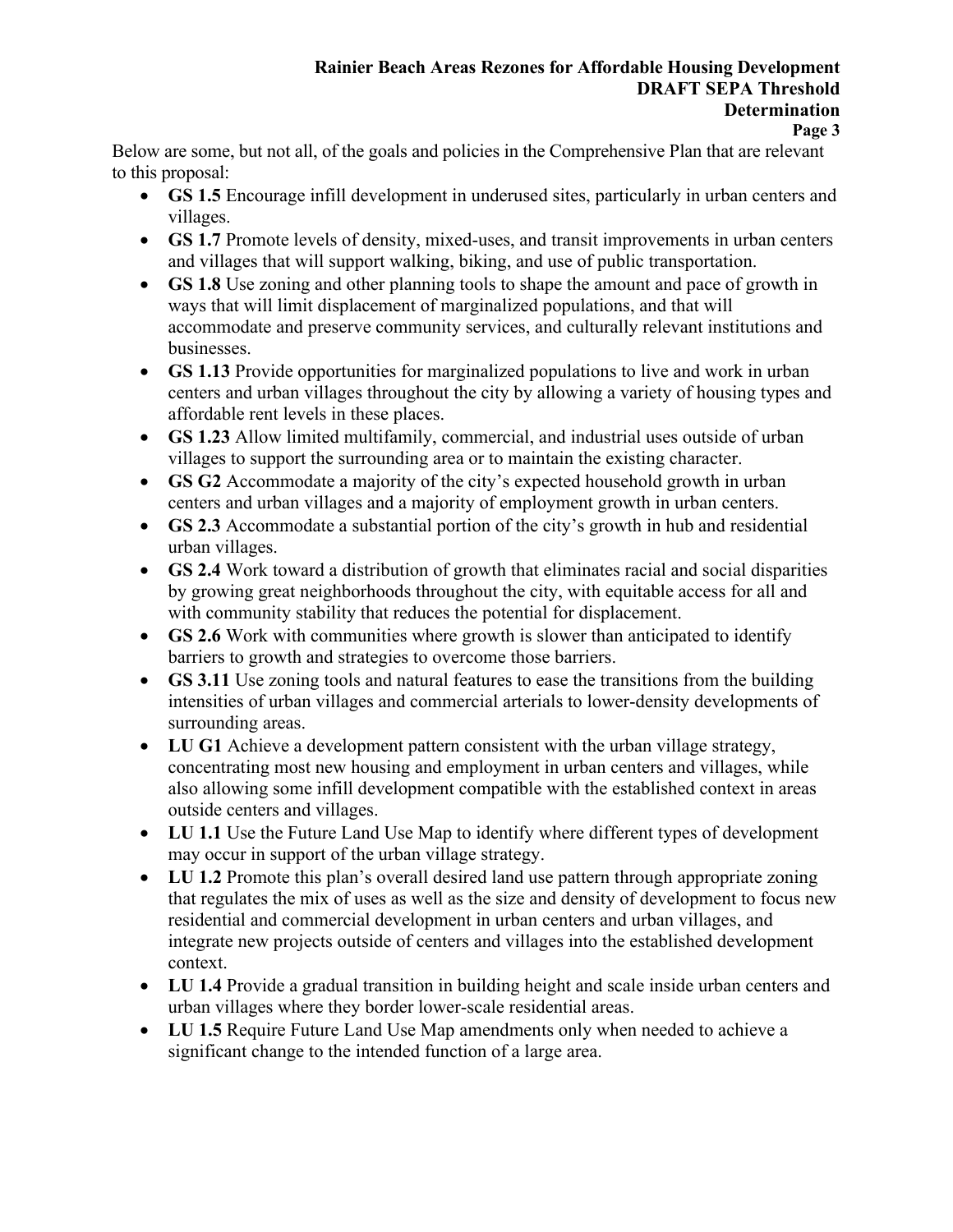Below are some, but not all, of the goals and policies in the Comprehensive Plan that are relevant to this proposal:

- **GS 1.5** Encourage infill development in underused sites, particularly in urban centers and villages.
- **GS 1.7** Promote levels of density, mixed-uses, and transit improvements in urban centers and villages that will support walking, biking, and use of public transportation.
- **GS 1.8** Use zoning and other planning tools to shape the amount and pace of growth in ways that will limit displacement of marginalized populations, and that will accommodate and preserve community services, and culturally relevant institutions and businesses.
- **GS 1.13** Provide opportunities for marginalized populations to live and work in urban centers and urban villages throughout the city by allowing a variety of housing types and affordable rent levels in these places.
- **GS 1.23** Allow limited multifamily, commercial, and industrial uses outside of urban villages to support the surrounding area or to maintain the existing character.
- **GS G2** Accommodate a majority of the city's expected household growth in urban centers and urban villages and a majority of employment growth in urban centers.
- **GS 2.3** Accommodate a substantial portion of the city's growth in hub and residential urban villages.
- **GS 2.4** Work toward a distribution of growth that eliminates racial and social disparities by growing great neighborhoods throughout the city, with equitable access for all and with community stability that reduces the potential for displacement.
- **GS 2.6** Work with communities where growth is slower than anticipated to identify barriers to growth and strategies to overcome those barriers.
- **GS 3.11** Use zoning tools and natural features to ease the transitions from the building intensities of urban villages and commercial arterials to lower-density developments of surrounding areas.
- **LU G1** Achieve a development pattern consistent with the urban village strategy, concentrating most new housing and employment in urban centers and villages, while also allowing some infill development compatible with the established context in areas outside centers and villages.
- **LU 1.1** Use the Future Land Use Map to identify where different types of development may occur in support of the urban village strategy.
- **LU 1.2** Promote this plan's overall desired land use pattern through appropriate zoning that regulates the mix of uses as well as the size and density of development to focus new residential and commercial development in urban centers and urban villages, and integrate new projects outside of centers and villages into the established development context.
- **LU 1.4** Provide a gradual transition in building height and scale inside urban centers and urban villages where they border lower-scale residential areas.
- **LU 1.5** Require Future Land Use Map amendments only when needed to achieve a significant change to the intended function of a large area.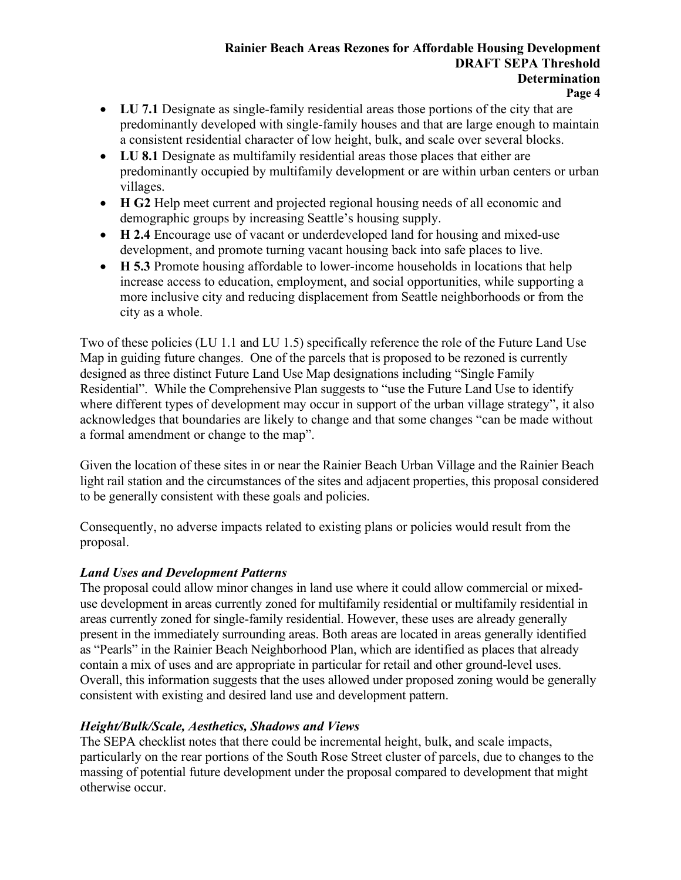- **LU 7.1** Designate as single-family residential areas those portions of the city that are predominantly developed with single-family houses and that are large enough to maintain a consistent residential character of low height, bulk, and scale over several blocks.
- **LU 8.1** Designate as multifamily residential areas those places that either are predominantly occupied by multifamily development or are within urban centers or urban villages.
- **H G2** Help meet current and projected regional housing needs of all economic and demographic groups by increasing Seattle's housing supply.
- **H 2.4** Encourage use of vacant or underdeveloped land for housing and mixed-use development, and promote turning vacant housing back into safe places to live.
- **H 5.3** Promote housing affordable to lower-income households in locations that help increase access to education, employment, and social opportunities, while supporting a more inclusive city and reducing displacement from Seattle neighborhoods or from the city as a whole.

Two of these policies (LU 1.1 and LU 1.5) specifically reference the role of the Future Land Use Map in guiding future changes. One of the parcels that is proposed to be rezoned is currently designed as three distinct Future Land Use Map designations including "Single Family Residential". While the Comprehensive Plan suggests to "use the Future Land Use to identify where different types of development may occur in support of the urban village strategy", it also acknowledges that boundaries are likely to change and that some changes "can be made without a formal amendment or change to the map".

Given the location of these sites in or near the Rainier Beach Urban Village and the Rainier Beach light rail station and the circumstances of the sites and adjacent properties, this proposal considered to be generally consistent with these goals and policies.

Consequently, no adverse impacts related to existing plans or policies would result from the proposal.

***Land Uses and Development Patterns***

The proposal could allow minor changes in land use where it could allow commercial or mixed-use development in areas currently zoned for multifamily residential or multifamily residential in areas currently zoned for single-family residential. However, these uses are already generally present in the immediately surrounding areas. Both areas are located in areas generally identified as "Pearls" in the Rainier Beach Neighborhood Plan, which are identified as places that already contain a mix of uses and are appropriate in particular for retail and other ground-level uses. Overall, this information suggests that the uses allowed under proposed zoning would be generally consistent with existing and desired land use and development pattern.

***Height/Bulk/Scale, Aesthetics, Shadows and Views***

The SEPA checklist notes that there could be incremental height, bulk, and scale impacts, particularly on the rear portions of the South Rose Street cluster of parcels, due to changes to the massing of potential future development under the proposal compared to development that might otherwise occur.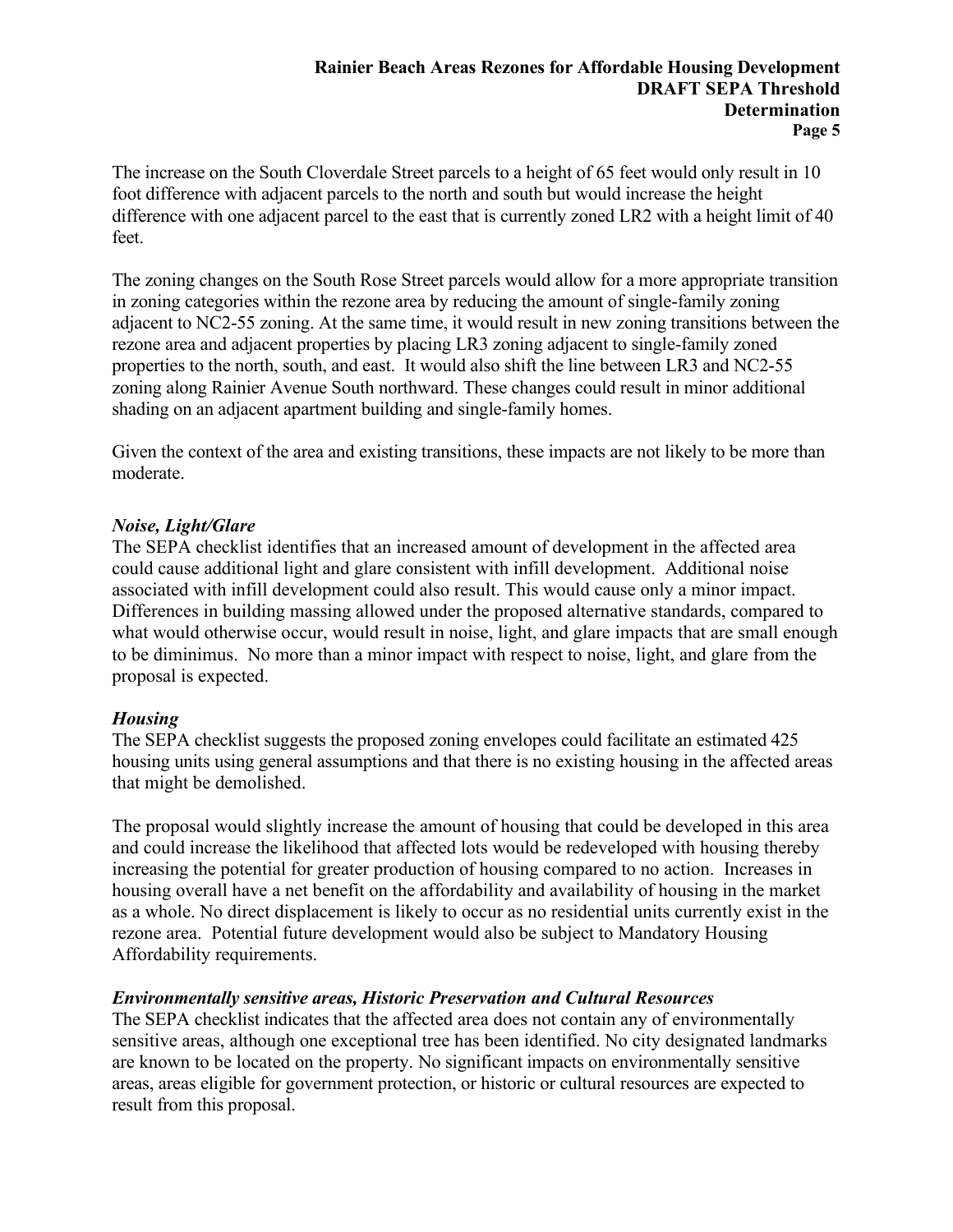The increase on the South Cloverdale Street parcels to a height of 65 feet would only result in 10 foot difference with adjacent parcels to the north and south but would increase the height difference with one adjacent parcel to the east that is currently zoned LR2 with a height limit of 40 feet.

The zoning changes on the South Rose Street parcels would allow for a more appropriate transition in zoning categories within the rezone area by reducing the amount of single-family zoning adjacent to NC2-55 zoning. At the same time, it would result in new zoning transitions between the rezone area and adjacent properties by placing LR3 zoning adjacent to single-family zoned properties to the north, south, and east. It would also shift the line between LR3 and NC2-55 zoning along Rainier Avenue South northward. These changes could result in minor additional shading on an adjacent apartment building and single-family homes.

Given the context of the area and existing transitions, these impacts are not likely to be more than moderate.

***Noise, Light/Glare***

The SEPA checklist identifies that an increased amount of development in the affected area could cause additional light and glare consistent with infill development. Additional noise associated with infill development could also result. This would cause only a minor impact. Differences in building massing allowed under the proposed alternative standards, compared to what would otherwise occur, would result in noise, light, and glare impacts that are small enough to be diminimus. No more than a minor impact with respect to noise, light, and glare from the proposal is expected.

***Housing***

The SEPA checklist suggests the proposed zoning envelopes could facilitate an estimated 425 housing units using general assumptions and that there is no existing housing in the affected areas that might be demolished.

The proposal would slightly increase the amount of housing that could be developed in this area and could increase the likelihood that affected lots would be redeveloped with housing thereby increasing the potential for greater production of housing compared to no action. Increases in housing overall have a net benefit on the affordability and availability of housing in the market as a whole. No direct displacement is likely to occur as no residential units currently exist in the rezone area. Potential future development would also be subject to Mandatory Housing Affordability requirements.

***Environmentally sensitive areas, Historic Preservation and Cultural Resources***

The SEPA checklist indicates that the affected area does not contain any of environmentally sensitive areas, although one exceptional tree has been identified. No city designated landmarks are known to be located on the property. No significant impacts on environmentally sensitive areas, areas eligible for government protection, or historic or cultural resources are expected to result from this proposal.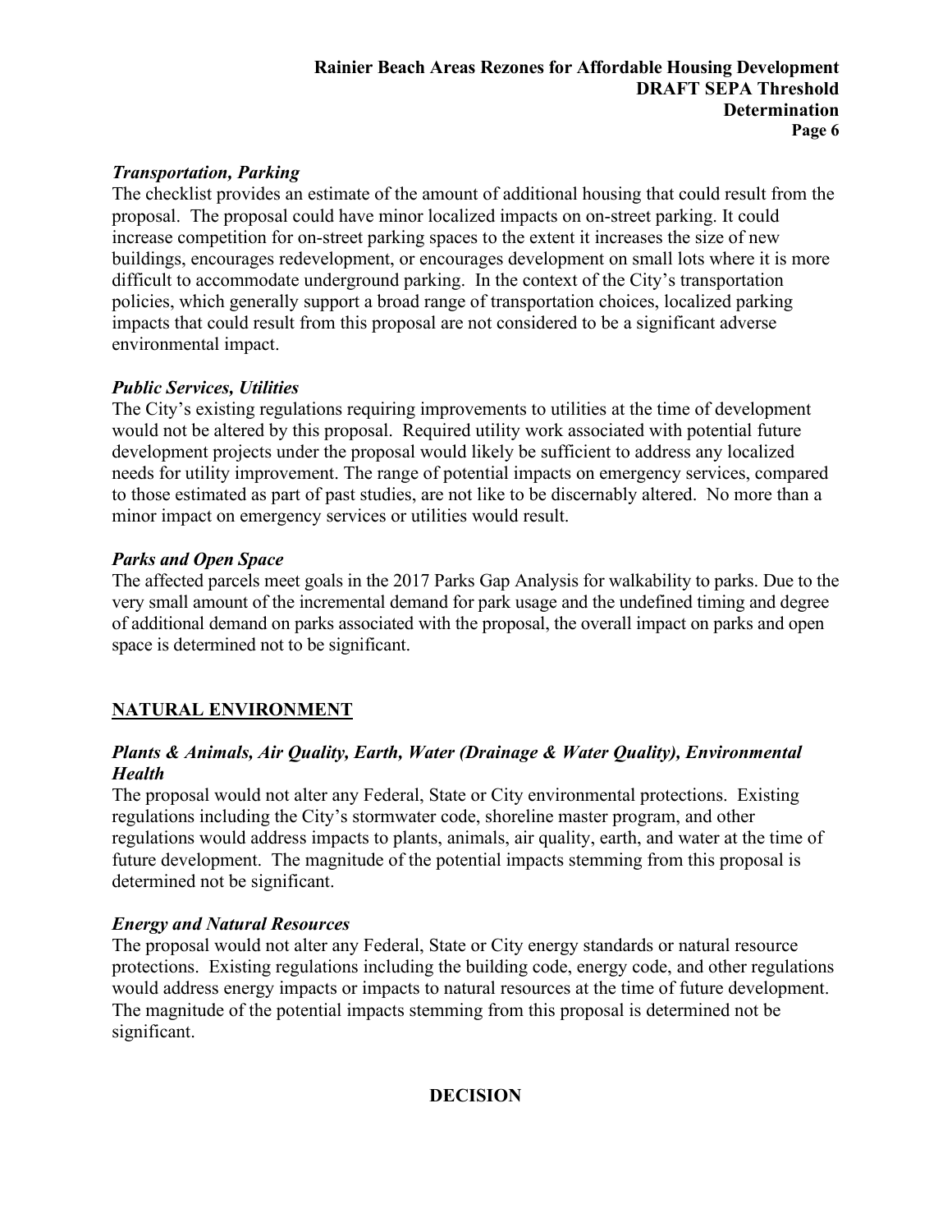### *Transportation, Parking*

The checklist provides an estimate of the amount of additional housing that could result from the proposal. The proposal could have minor localized impacts on on-street parking. It could increase competition for on-street parking spaces to the extent it increases the size of new buildings, encourages redevelopment, or encourages development on small lots where it is more difficult to accommodate underground parking. In the context of the City's transportation policies, which generally support a broad range of transportation choices, localized parking impacts that could result from this proposal are not considered to be a significant adverse environmental impact.

### *Public Services, Utilities*

The City's existing regulations requiring improvements to utilities at the time of development would not be altered by this proposal. Required utility work associated with potential future development projects under the proposal would likely be sufficient to address any localized needs for utility improvement. The range of potential impacts on emergency services, compared to those estimated as part of past studies, are not like to be discernably altered. No more than a minor impact on emergency services or utilities would result.

### *Parks and Open Space*

The affected parcels meet goals in the 2017 Parks Gap Analysis for walkability to parks. Due to the very small amount of the incremental demand for park usage and the undefined timing and degree of additional demand on parks associated with the proposal, the overall impact on parks and open space is determined not to be significant.

## NATURAL ENVIRONMENT

### *Plants & Animals, Air Quality, Earth, Water (Drainage & Water Quality), Environmental Health*

The proposal would not alter any Federal, State or City environmental protections. Existing regulations including the City's stormwater code, shoreline master program, and other regulations would address impacts to plants, animals, air quality, earth, and water at the time of future development. The magnitude of the potential impacts stemming from this proposal is determined not be significant.

### *Energy and Natural Resources*

The proposal would not alter any Federal, State or City energy standards or natural resource protections. Existing regulations including the building code, energy code, and other regulations would address energy impacts or impacts to natural resources at the time of future development. The magnitude of the potential impacts stemming from this proposal is determined not be significant.

## DECISION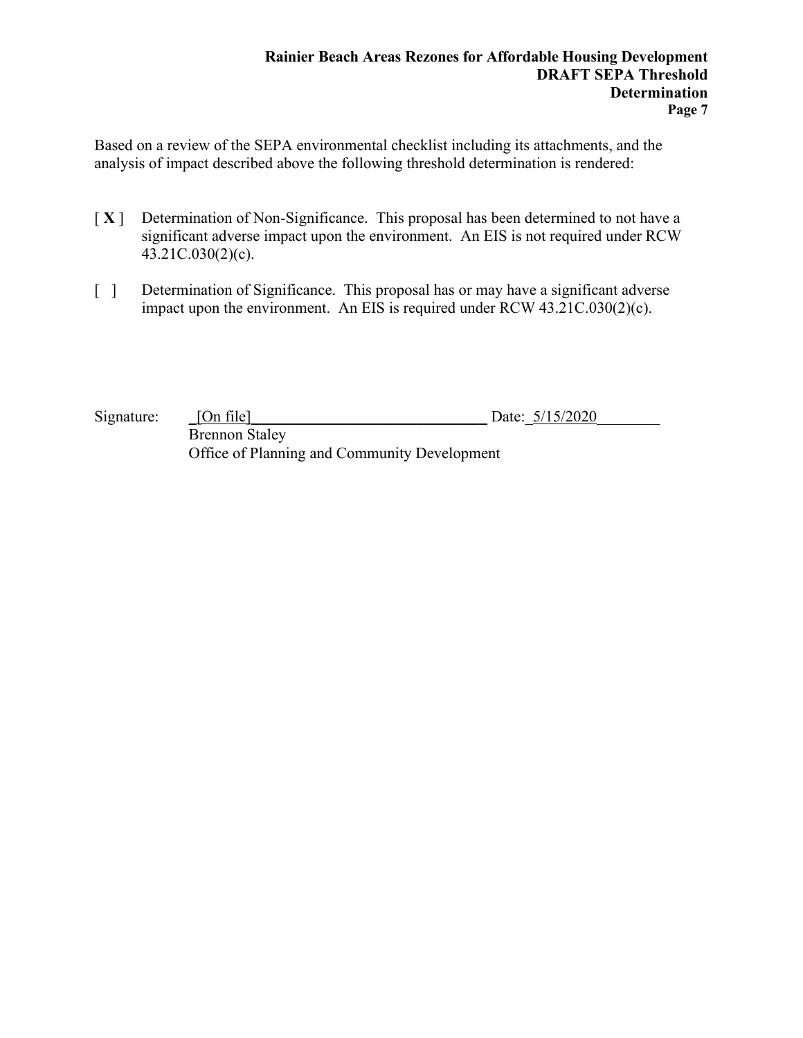Based on a review of the SEPA environmental checklist including its attachments, and the analysis of impact described above the following threshold determination is rendered:

[ **X** ] Determination of Non-Significance. This proposal has been determined to not have a significant adverse impact upon the environment. An EIS is not required under RCW 43.21C.030(2)(c).

[ ] Determination of Significance. This proposal has or may have a significant adverse impact upon the environment. An EIS is required under RCW 43.21C.030(2)(c).

Signature: _[On file]_______________________________ Date:_5/15/2020________

Brennon Staley
Office of Planning and Community Development